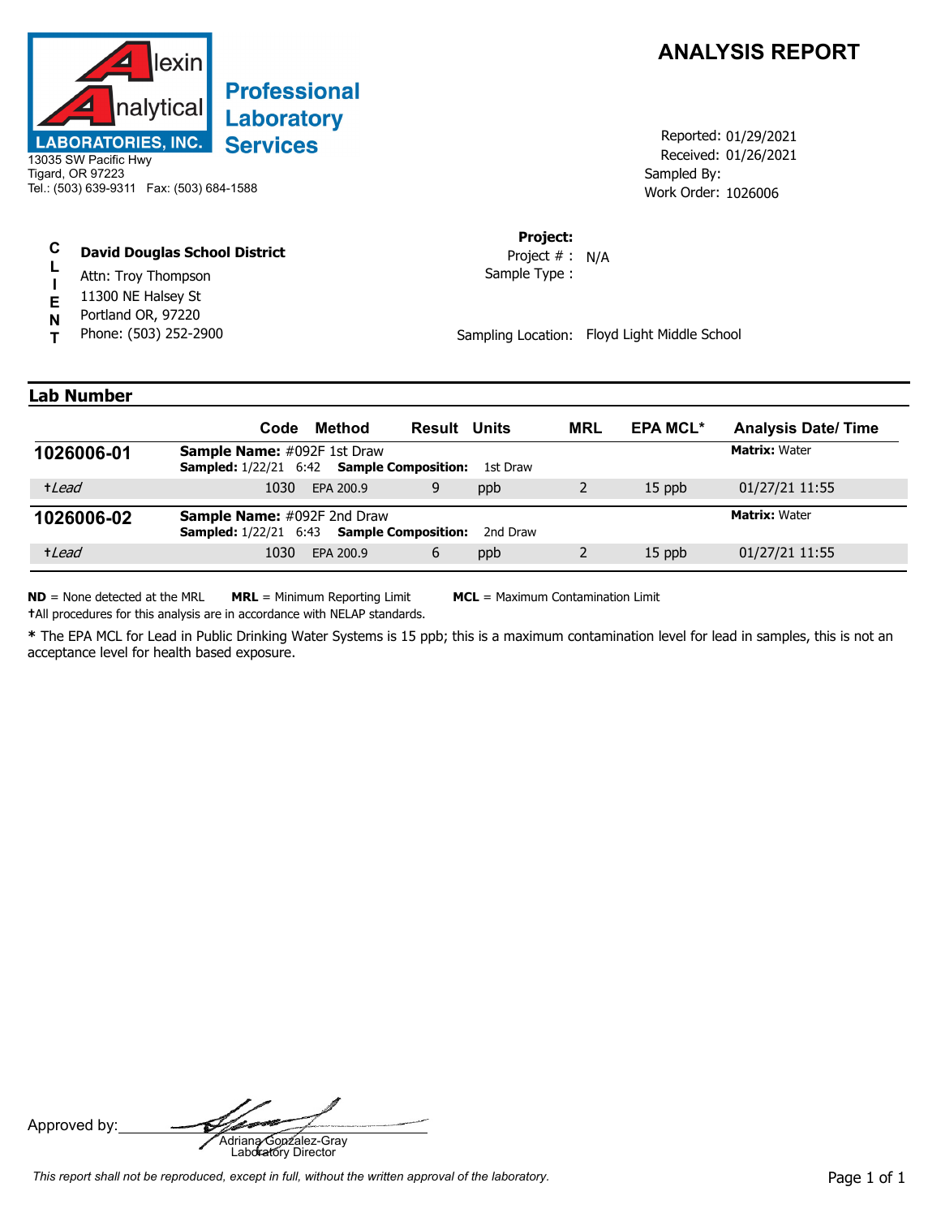Alexin Analytical Laboratories, Inc.
**Professional Laboratory Services**

13035 SW Pacific Hwy
Tigard, OR 97223
Tel.: (503) 639-9311 Fax: (503) 684-1588

# ANALYSIS REPORT

Reported: 01/29/2021
Received: 01/26/2021
Sampled By:
Work Order: 1026006

**CLIENT**

**David Douglas School District**
Attn: Troy Thompson
11300 NE Halsey St
Portland OR, 97220
Phone: (503) 252-2900

**Project:**
Project # : N/A
Sample Type :

Sampling Location: Floyd Light Middle School

## Lab Number

| | Code | Method | Result | Units | MRL | EPA MCL* | Analysis Date/ Time |
|---|---|---|---|---|---|---|---|
| **1026006-01** | **Sample Name:** #092F 1st Draw **Sampled:** 1/22/21 6:42 **Sample Composition:** 1st Draw | | | | | | **Matrix:** Water |
| †*Lead* | 1030 | EPA 200.9 | 9 | ppb | 2 | 15 ppb | 01/27/21 11:55 |
| **1026006-02** | **Sample Name:** #092F 2nd Draw **Sampled:** 1/22/21 6:43 **Sample Composition:** 2nd Draw | | | | | | **Matrix:** Water |
| †*Lead* | 1030 | EPA 200.9 | 6 | ppb | 2 | 15 ppb | 01/27/21 11:55 |

**ND** = None detected at the MRL **MRL** = Minimum Reporting Limit **MCL** = Maximum Contamination Limit

†All procedures for this analysis are in accordance with NELAP standards.

**\*** The EPA MCL for Lead in Public Drinking Water Systems is 15 ppb; this is a maximum contamination level for lead in samples, this is not an acceptance level for health based exposure.

Approved by: Adriana Gonzalez-Gray
Laboratory Director

*This report shall not be reproduced, except in full, without the written approval of the laboratory.*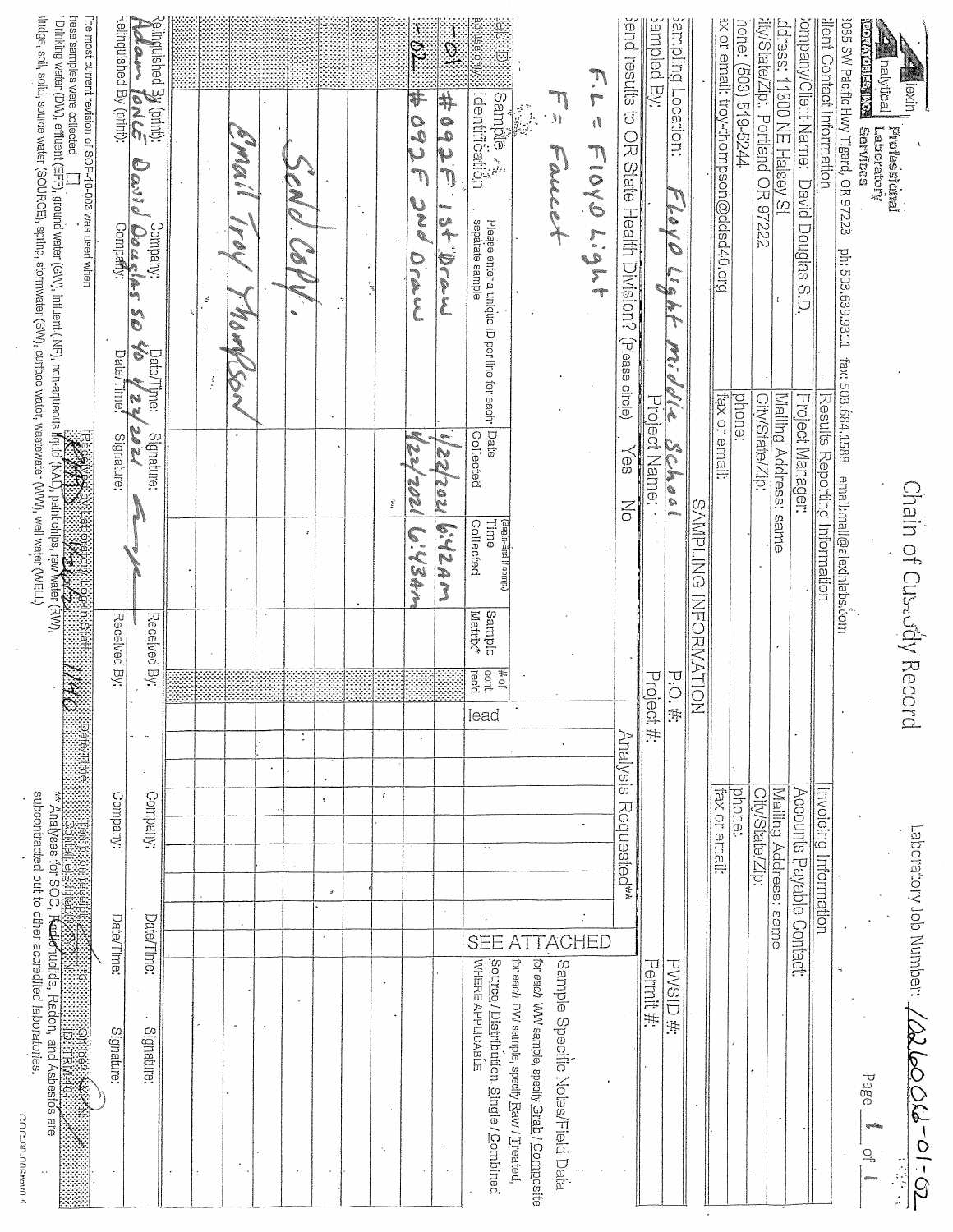# Chain of Custody Record

Alexin Analytical Laboratories, Inc. — Professional Laboratory Services

13035 SW Pacific Hwy Tigard, OR 97223 ph: 503.639.9311 fax: 503.684.1588 email: mail@alexinlabs.com

Laboratory Job Number: 1026006-01-02

Page 1 of 1

| Client Contact Information | Results Reporting Information | Invoicing Information |
|---|---|---|
| Company/Client Name: David Douglas S.D. | Project Manager: | Accounts Payable Contact: |
| Address: 11300 NE Halsey St | Mailing Address: same | Mailing Address: same |
| City/State/Zip: Portland OR 97222 | City/State/Zip: | City/State/Zip: |
| Phone: (503) 519-5244 | phone: | phone: |
| Fax or email: troy-thompson@ddsd40.org | fax or email: | fax or email: |

## SAMPLING INFORMATION

Sampling Location: Floyd Light Middle School

Sampled By: Project Name: P.O. #: PWSID #:

Project #: Permit #:

Send results to OR State Health Division? (Please circle) Yes No

F.L = Floyd Light

F = Faucet

| Lab ID (lab use only) | Sample Identification (Please enter a unique ID per line for each separate sample) | Date Collected | Time Collected (Begin-End if comp.) | Sample Matrix* | # of cont. recd | lead | Sample Specific Notes/Field Data |
|---|---|---|---|---|---|---|---|
| -01 | #092F 1st Draw | 1/22/2021 | 6:42AM | | | | SEE ATTACHED |
| -02 | #092F 2nd Draw | 1/22/2021 | 6:43AM | | | | |

Analysis Requested**

Sample Specific Notes/Field Data: for each WW sample, specify Grab / Composite; for each DW sample, specify Raw / Treated, Source / Distribution, Single / Combined WHERE APPLICABLE

Send copy.

Email Troy Thompson

| Relinquished By (print): | Company: | Date/Time: | Signature: | Received By: | Company: | Date/Time: | Signature: |
|---|---|---|---|---|---|---|---|
| Adam Ponce | David Douglas SD 40 | 1/22/2021 | | | | | |
| Relinquished By (print): | Company: | Date/Time: | Signature: | Received By: | Company: | Date/Time: | Signature: |
| | | | | Received by Laboratory Login Staff: | Date/Time: 1/22/21 1140 | Temp. on receipt: / Containers intact: | Chilled: / ID: |

The most current revision of SOP-10-008 was used when these samples were collected ☐

* Drinking water (DW), effluent (EFF), ground water (GW), influent (INF), non-aqueous liquid (NAL), paint chips, raw water (RW), sludge, soil, solid, source water (SOURCE), spring, stormwater (SW), surface water, wastewater (WW), well water (WELL)

** Analyses for SOC, Radionuclide, Radon, and Asbestos are subcontracted out to other accredited laboratories.